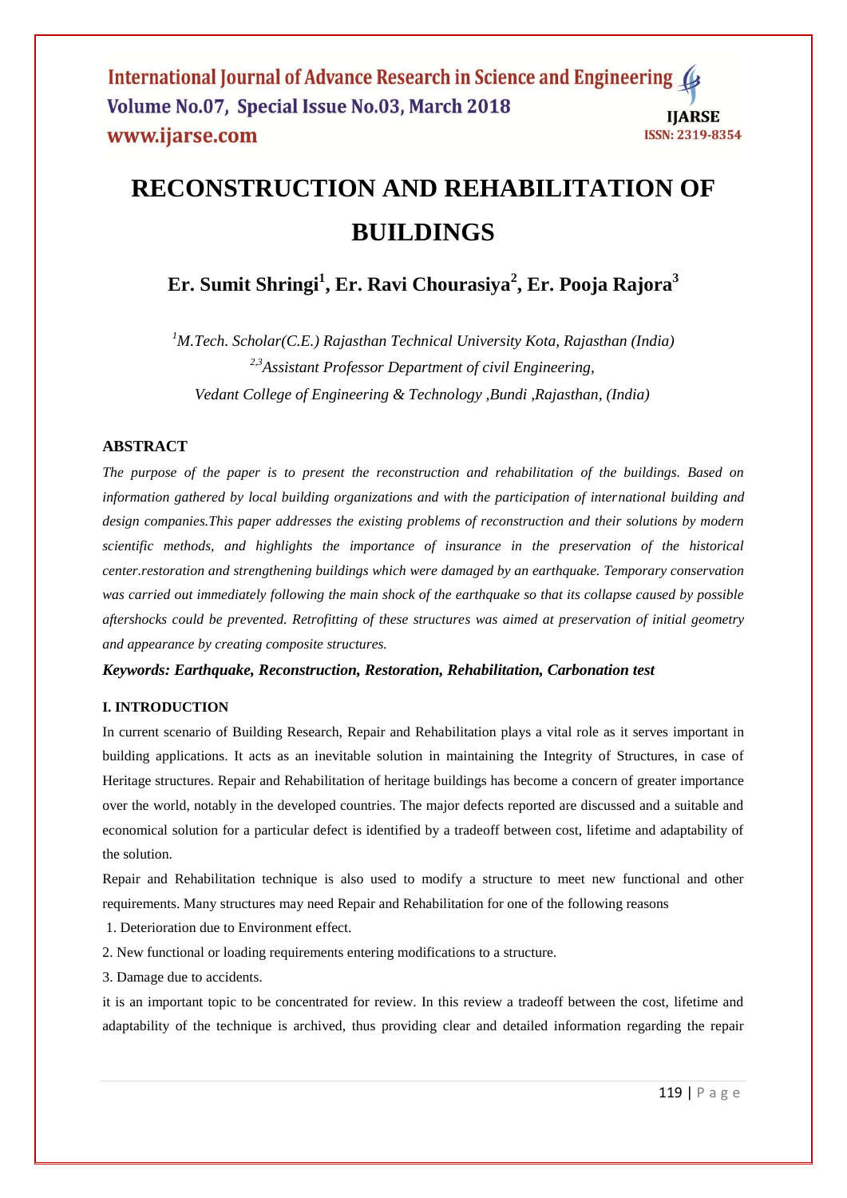# RECONSTRUCTION AND REHABILITATION OF BUILDINGS

**Er. Sumit Shringi[1], Er. Ravi Chourasiya[2], Er. Pooja Rajora[3]**

*[1]M.Tech. Scholar(C.E.) Rajasthan Technical University Kota, Rajasthan (India)*
*[2,3]Assistant Professor Department of civil Engineering,*
*Vedant College of Engineering & Technology ,Bundi ,Rajasthan, (India)*

## ABSTRACT

*The purpose of the paper is to present the reconstruction and rehabilitation of the buildings. Based on information gathered by local building organizations and with the participation of international building and design companies.This paper addresses the existing problems of reconstruction and their solutions by modern scientific methods, and highlights the importance of insurance in the preservation of the historical center.restoration and strengthening buildings which were damaged by an earthquake. Temporary conservation was carried out immediately following the main shock of the earthquake so that its collapse caused by possible aftershocks could be prevented. Retrofitting of these structures was aimed at preservation of initial geometry and appearance by creating composite structures.*

***Keywords: Earthquake, Reconstruction, Restoration, Rehabilitation, Carbonation test***

## I. INTRODUCTION

In current scenario of Building Research, Repair and Rehabilitation plays a vital role as it serves important in building applications. It acts as an inevitable solution in maintaining the Integrity of Structures, in case of Heritage structures. Repair and Rehabilitation of heritage buildings has become a concern of greater importance over the world, notably in the developed countries. The major defects reported are discussed and a suitable and economical solution for a particular defect is identified by a tradeoff between cost, lifetime and adaptability of the solution.

Repair and Rehabilitation technique is also used to modify a structure to meet new functional and other requirements. Many structures may need Repair and Rehabilitation for one of the following reasons

1. Deterioration due to Environment effect.
2. New functional or loading requirements entering modifications to a structure.
3. Damage due to accidents.

it is an important topic to be concentrated for review. In this review a tradeoff between the cost, lifetime and adaptability of the technique is archived, thus providing clear and detailed information regarding the repair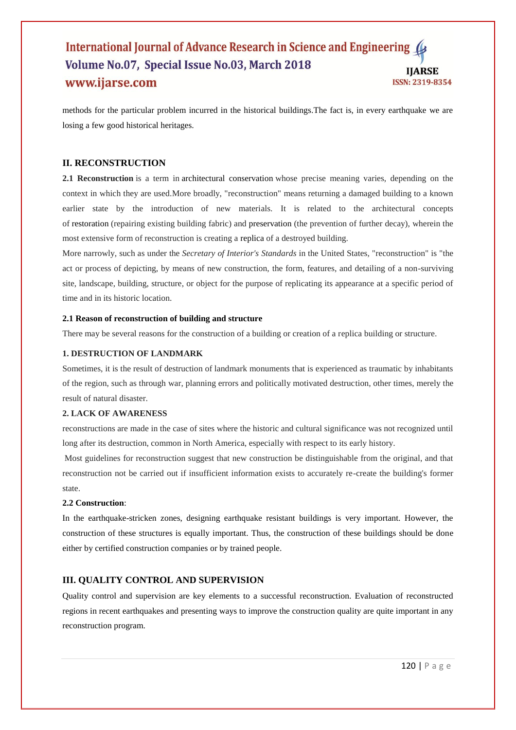methods for the particular problem incurred in the historical buildings.The fact is, in every earthquake we are losing a few good historical heritages.

## II. RECONSTRUCTION

**2.1 Reconstruction** is a term in architectural conservation whose precise meaning varies, depending on the context in which they are used.More broadly, "reconstruction" means returning a damaged building to a known earlier state by the introduction of new materials. It is related to the architectural concepts of restoration (repairing existing building fabric) and preservation (the prevention of further decay), wherein the most extensive form of reconstruction is creating a replica of a destroyed building.

More narrowly, such as under the *Secretary of Interior's Standards* in the United States, "reconstruction" is "the act or process of depicting, by means of new construction, the form, features, and detailing of a non-surviving site, landscape, building, structure, or object for the purpose of replicating its appearance at a specific period of time and in its historic location.

### 2.1 Reason of reconstruction of building and structure

There may be several reasons for the construction of a building or creation of a replica building or structure.

#### 1. DESTRUCTION OF LANDMARK

Sometimes, it is the result of destruction of landmark monuments that is experienced as traumatic by inhabitants of the region, such as through war, planning errors and politically motivated destruction, other times, merely the result of natural disaster.

#### 2. LACK OF AWARENESS

reconstructions are made in the case of sites where the historic and cultural significance was not recognized until long after its destruction, common in North America, especially with respect to its early history.

Most guidelines for reconstruction suggest that new construction be distinguishable from the original, and that reconstruction not be carried out if insufficient information exists to accurately re-create the building's former state.

### 2.2 Construction:

In the earthquake-stricken zones, designing earthquake resistant buildings is very important. However, the construction of these structures is equally important. Thus, the construction of these buildings should be done either by certified construction companies or by trained people.

## III. QUALITY CONTROL AND SUPERVISION

Quality control and supervision are key elements to a successful reconstruction. Evaluation of reconstructed regions in recent earthquakes and presenting ways to improve the construction quality are quite important in any reconstruction program.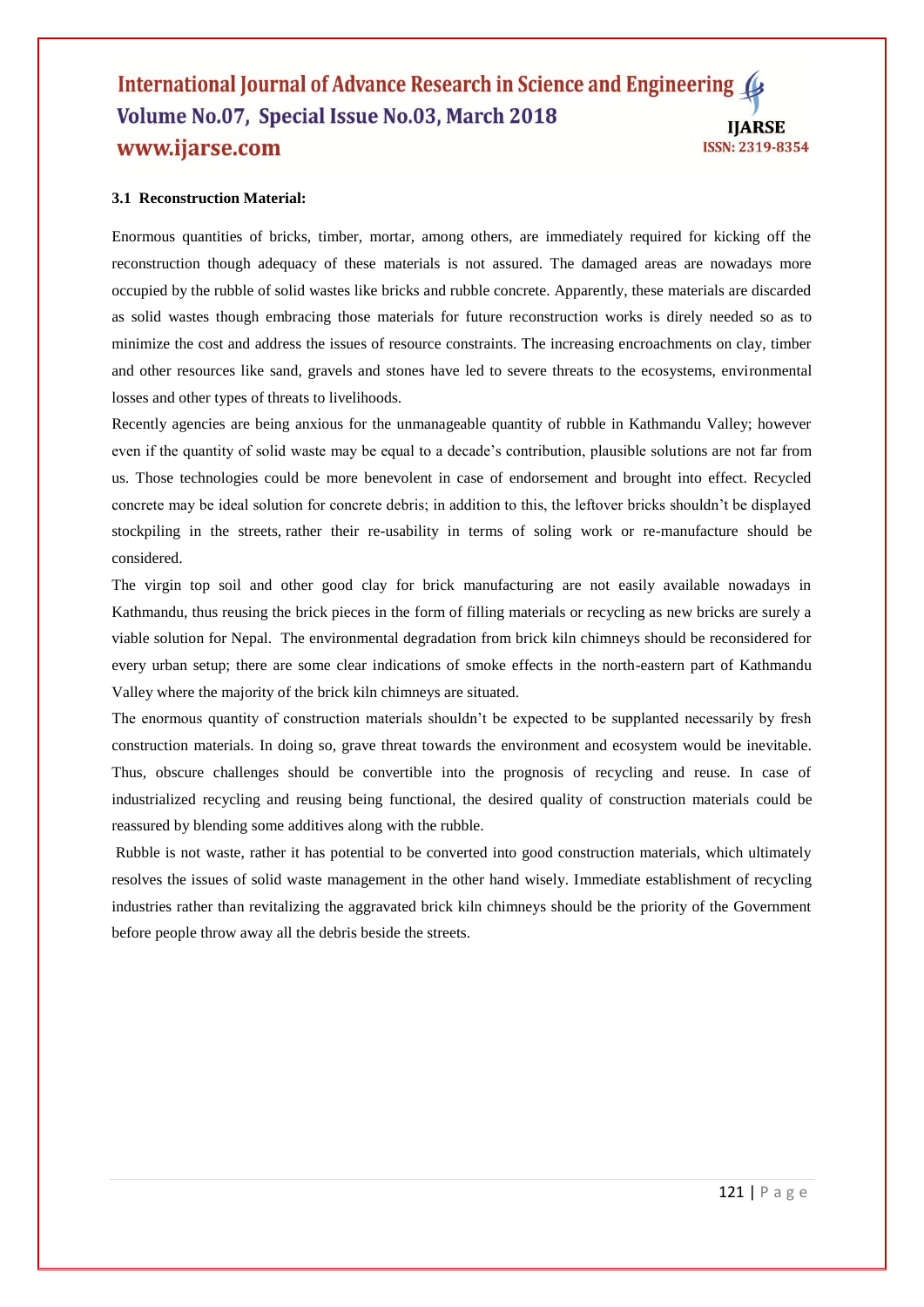### 3.1 Reconstruction Material:

Enormous quantities of bricks, timber, mortar, among others, are immediately required for kicking off the reconstruction though adequacy of these materials is not assured. The damaged areas are nowadays more occupied by the rubble of solid wastes like bricks and rubble concrete. Apparently, these materials are discarded as solid wastes though embracing those materials for future reconstruction works is direly needed so as to minimize the cost and address the issues of resource constraints. The increasing encroachments on clay, timber and other resources like sand, gravels and stones have led to severe threats to the ecosystems, environmental losses and other types of threats to livelihoods.

Recently agencies are being anxious for the unmanageable quantity of rubble in Kathmandu Valley; however even if the quantity of solid waste may be equal to a decade's contribution, plausible solutions are not far from us. Those technologies could be more benevolent in case of endorsement and brought into effect. Recycled concrete may be ideal solution for concrete debris; in addition to this, the leftover bricks shouldn't be displayed stockpiling in the streets, rather their re-usability in terms of soling work or re-manufacture should be considered.

The virgin top soil and other good clay for brick manufacturing are not easily available nowadays in Kathmandu, thus reusing the brick pieces in the form of filling materials or recycling as new bricks are surely a viable solution for Nepal. The environmental degradation from brick kiln chimneys should be reconsidered for every urban setup; there are some clear indications of smoke effects in the north-eastern part of Kathmandu Valley where the majority of the brick kiln chimneys are situated.

The enormous quantity of construction materials shouldn't be expected to be supplanted necessarily by fresh construction materials. In doing so, grave threat towards the environment and ecosystem would be inevitable. Thus, obscure challenges should be convertible into the prognosis of recycling and reuse. In case of industrialized recycling and reusing being functional, the desired quality of construction materials could be reassured by blending some additives along with the rubble.

Rubble is not waste, rather it has potential to be converted into good construction materials, which ultimately resolves the issues of solid waste management in the other hand wisely. Immediate establishment of recycling industries rather than revitalizing the aggravated brick kiln chimneys should be the priority of the Government before people throw away all the debris beside the streets.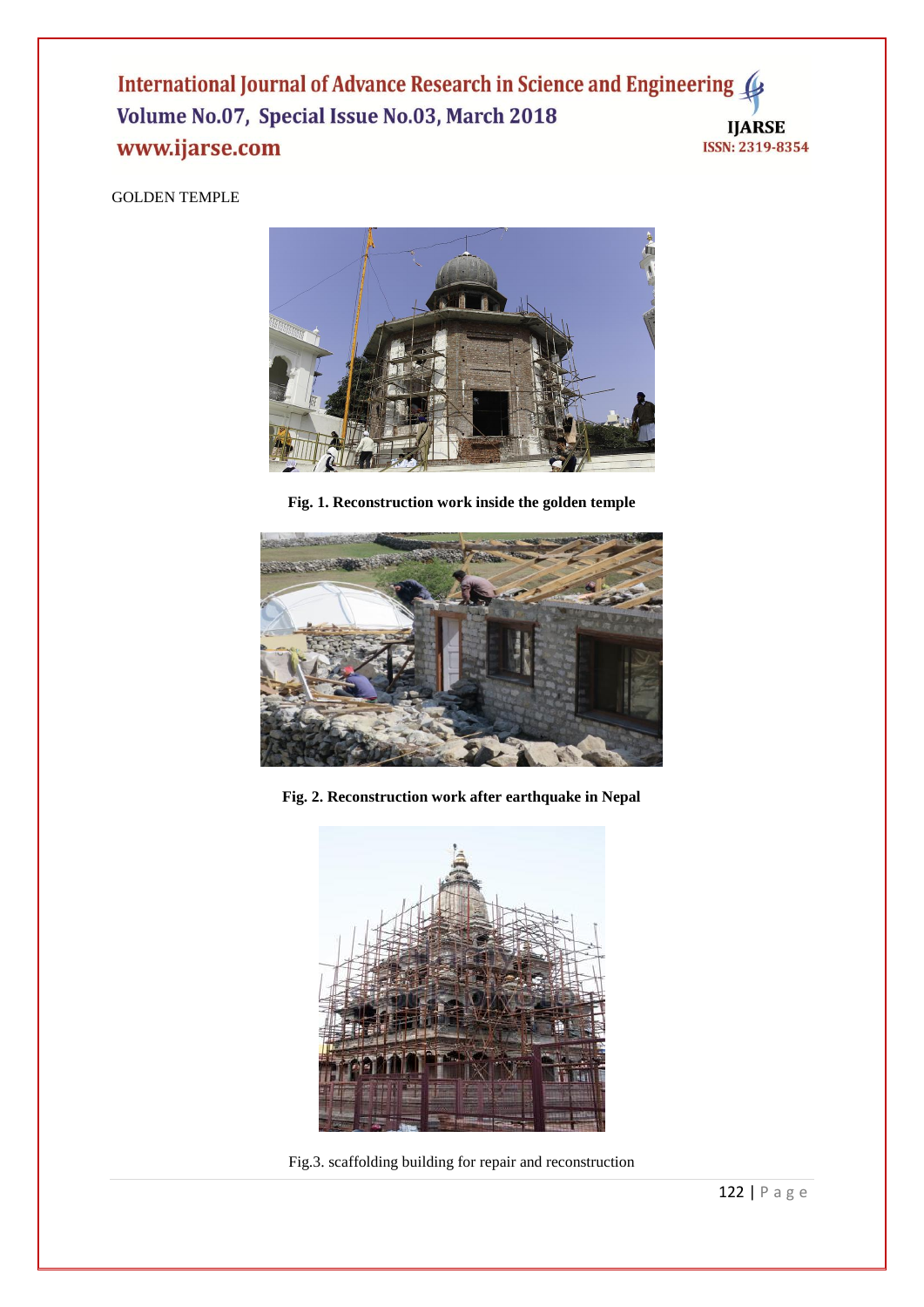GOLDEN TEMPLE

**Fig. 1. Reconstruction work inside the golden temple**

**Fig. 2. Reconstruction work after earthquake in Nepal**

Fig.3. scaffolding building for repair and reconstruction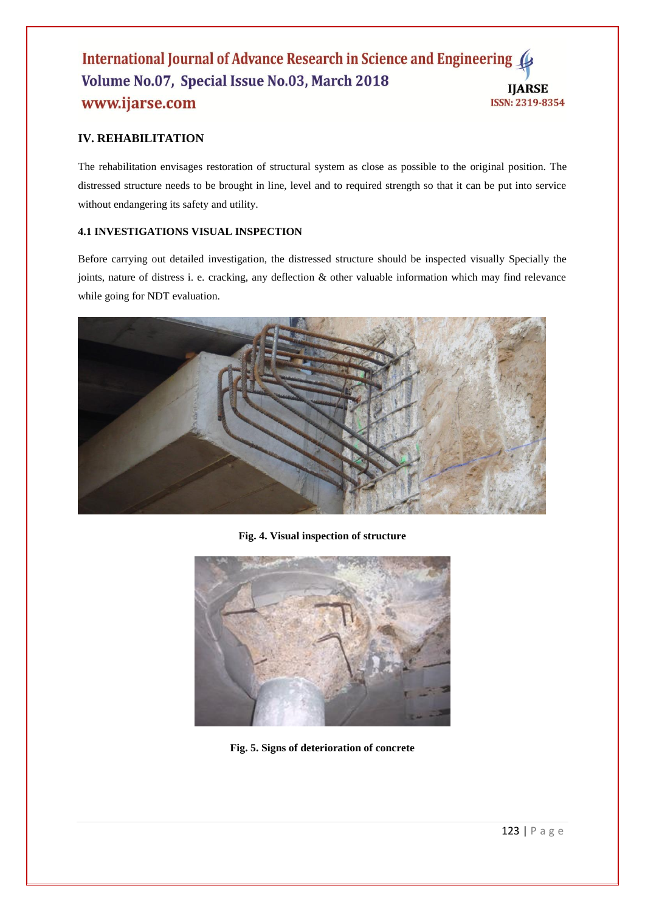## IV. REHABILITATION

The rehabilitation envisages restoration of structural system as close as possible to the original position. The distressed structure needs to be brought in line, level and to required strength so that it can be put into service without endangering its safety and utility.

### 4.1 INVESTIGATIONS VISUAL INSPECTION

Before carrying out detailed investigation, the distressed structure should be inspected visually Specially the joints, nature of distress i. e. cracking, any deflection & other valuable information which may find relevance while going for NDT evaluation.

**Fig. 4. Visual inspection of structure**

**Fig. 5. Signs of deterioration of concrete**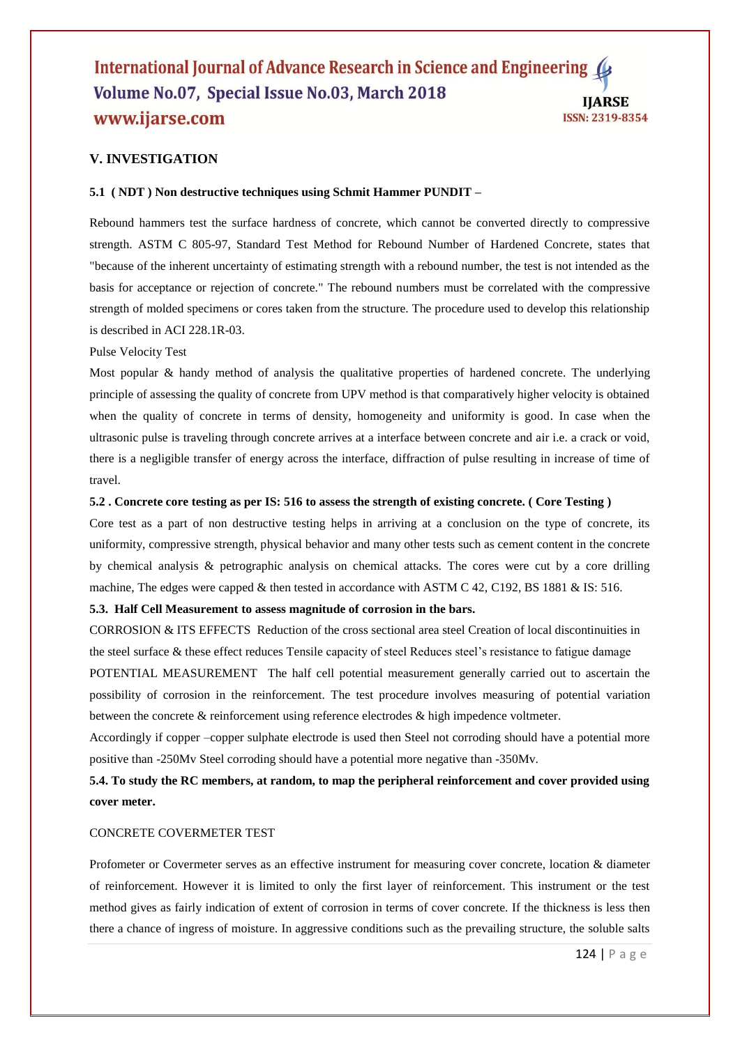## V. INVESTIGATION

### 5.1 ( NDT ) Non destructive techniques using Schmit Hammer PUNDIT –

Rebound hammers test the surface hardness of concrete, which cannot be converted directly to compressive strength. ASTM C 805-97, Standard Test Method for Rebound Number of Hardened Concrete, states that "because of the inherent uncertainty of estimating strength with a rebound number, the test is not intended as the basis for acceptance or rejection of concrete." The rebound numbers must be correlated with the compressive strength of molded specimens or cores taken from the structure. The procedure used to develop this relationship is described in ACI 228.1R-03.

Pulse Velocity Test

Most popular & handy method of analysis the qualitative properties of hardened concrete. The underlying principle of assessing the quality of concrete from UPV method is that comparatively higher velocity is obtained when the quality of concrete in terms of density, homogeneity and uniformity is good. In case when the ultrasonic pulse is traveling through concrete arrives at a interface between concrete and air i.e. a crack or void, there is a negligible transfer of energy across the interface, diffraction of pulse resulting in increase of time of travel.

### 5.2 . Concrete core testing as per IS: 516 to assess the strength of existing concrete. ( Core Testing )

Core test as a part of non destructive testing helps in arriving at a conclusion on the type of concrete, its uniformity, compressive strength, physical behavior and many other tests such as cement content in the concrete by chemical analysis & petrographic analysis on chemical attacks. The cores were cut by a core drilling machine, The edges were capped & then tested in accordance with ASTM C 42, C192, BS 1881 & IS: 516.

### 5.3. Half Cell Measurement to assess magnitude of corrosion in the bars.

CORROSION & ITS EFFECTS Reduction of the cross sectional area steel Creation of local discontinuities in the steel surface & these effect reduces Tensile capacity of steel Reduces steel's resistance to fatigue damage

POTENTIAL MEASUREMENT The half cell potential measurement generally carried out to ascertain the possibility of corrosion in the reinforcement. The test procedure involves measuring of potential variation between the concrete & reinforcement using reference electrodes & high impedence voltmeter.

Accordingly if copper –copper sulphate electrode is used then Steel not corroding should have a potential more positive than -250Mv Steel corroding should have a potential more negative than -350Mv.

### 5.4. To study the RC members, at random, to map the peripheral reinforcement and cover provided using cover meter.

CONCRETE COVERMETER TEST

Profometer or Covermeter serves as an effective instrument for measuring cover concrete, location & diameter of reinforcement. However it is limited to only the first layer of reinforcement. This instrument or the test method gives as fairly indication of extent of corrosion in terms of cover concrete. If the thickness is less then there a chance of ingress of moisture. In aggressive conditions such as the prevailing structure, the soluble salts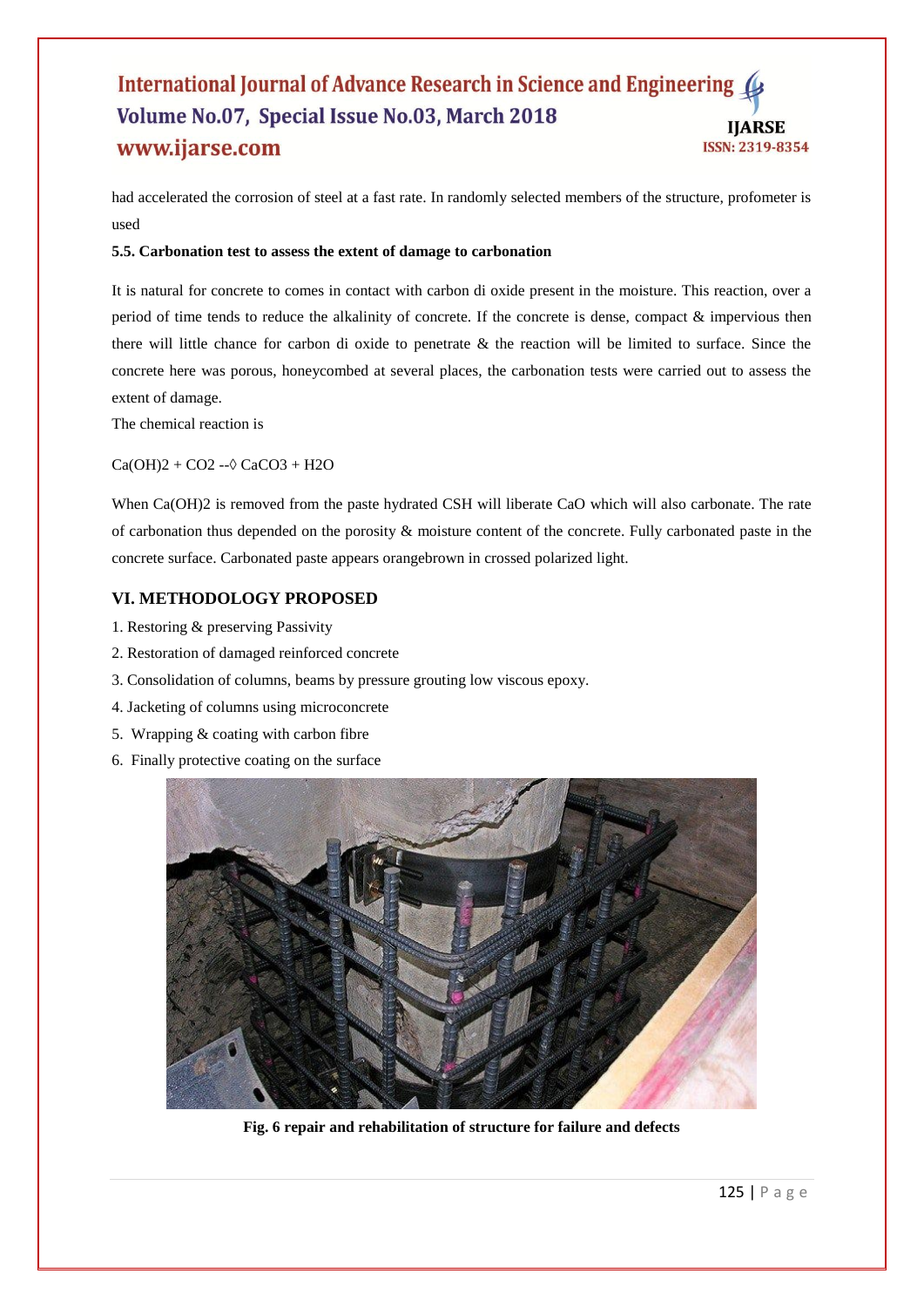had accelerated the corrosion of steel at a fast rate. In randomly selected members of the structure, profometer is used

**5.5. Carbonation test to assess the extent of damage to carbonation**

It is natural for concrete to comes in contact with carbon di oxide present in the moisture. This reaction, over a period of time tends to reduce the alkalinity of concrete. If the concrete is dense, compact & impervious then there will little chance for carbon di oxide to penetrate & the reaction will be limited to surface. Since the concrete here was porous, honeycombed at several places, the carbonation tests were carried out to assess the extent of damage.

The chemical reaction is

$Ca(OH)_2 + CO_2 \rightarrow CaCO_3 + H_2O$

When $Ca(OH)_2$ is removed from the paste hydrated CSH will liberate CaO which will also carbonate. The rate of carbonation thus depended on the porosity & moisture content of the concrete. Fully carbonated paste in the concrete surface. Carbonated paste appears orangebrown in crossed polarized light.

## VI. METHODOLOGY PROPOSED

1. Restoring & preserving Passivity
2. Restoration of damaged reinforced concrete
3. Consolidation of columns, beams by pressure grouting low viscous epoxy.
4. Jacketing of columns using microconcrete
5. Wrapping & coating with carbon fibre
6. Finally protective coating on the surface

**Fig. 6 repair and rehabilitation of structure for failure and defects**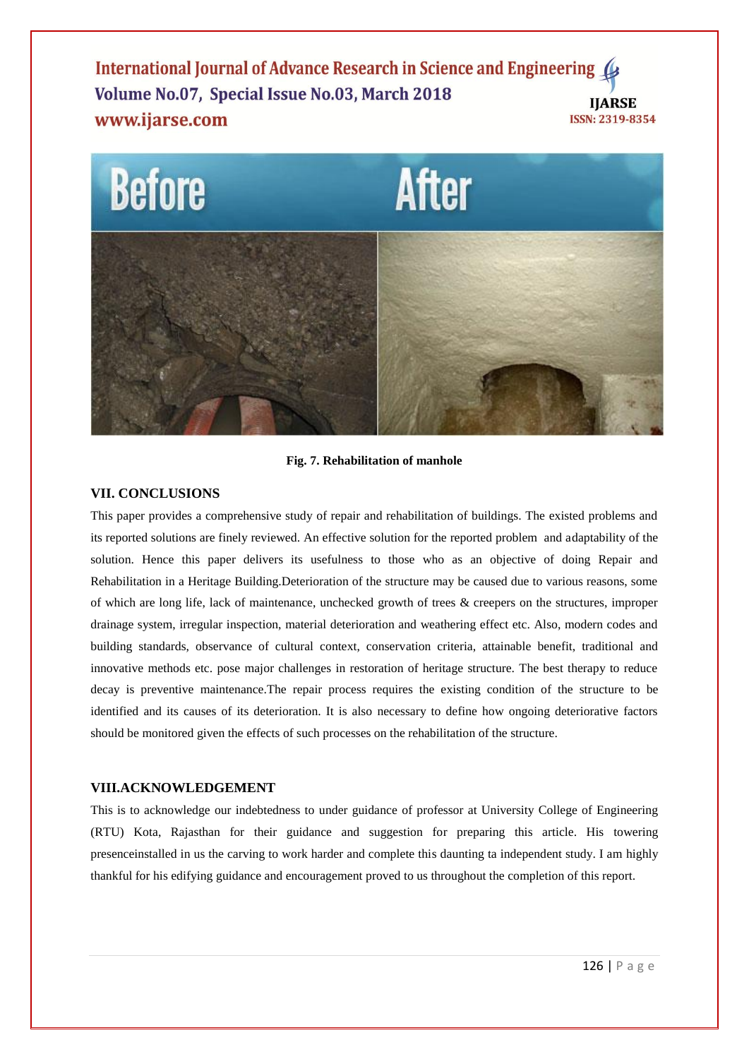Fig. 7. Rehabilitation of manhole

## VII. CONCLUSIONS

This paper provides a comprehensive study of repair and rehabilitation of buildings. The existed problems and its reported solutions are finely reviewed. An effective solution for the reported problem and adaptability of the solution. Hence this paper delivers its usefulness to those who as an objective of doing Repair and Rehabilitation in a Heritage Building.Deterioration of the structure may be caused due to various reasons, some of which are long life, lack of maintenance, unchecked growth of trees & creepers on the structures, improper drainage system, irregular inspection, material deterioration and weathering effect etc. Also, modern codes and building standards, observance of cultural context, conservation criteria, attainable benefit, traditional and innovative methods etc. pose major challenges in restoration of heritage structure. The best therapy to reduce decay is preventive maintenance.The repair process requires the existing condition of the structure to be identified and its causes of its deterioration. It is also necessary to define how ongoing deteriorative factors should be monitored given the effects of such processes on the rehabilitation of the structure.

## VIII.ACKNOWLEDGEMENT

This is to acknowledge our indebtedness to under guidance of professor at University College of Engineering (RTU) Kota, Rajasthan for their guidance and suggestion for preparing this article. His towering presenceinstalled in us the carving to work harder and complete this daunting ta independent study. I am highly thankful for his edifying guidance and encouragement proved to us throughout the completion of this report.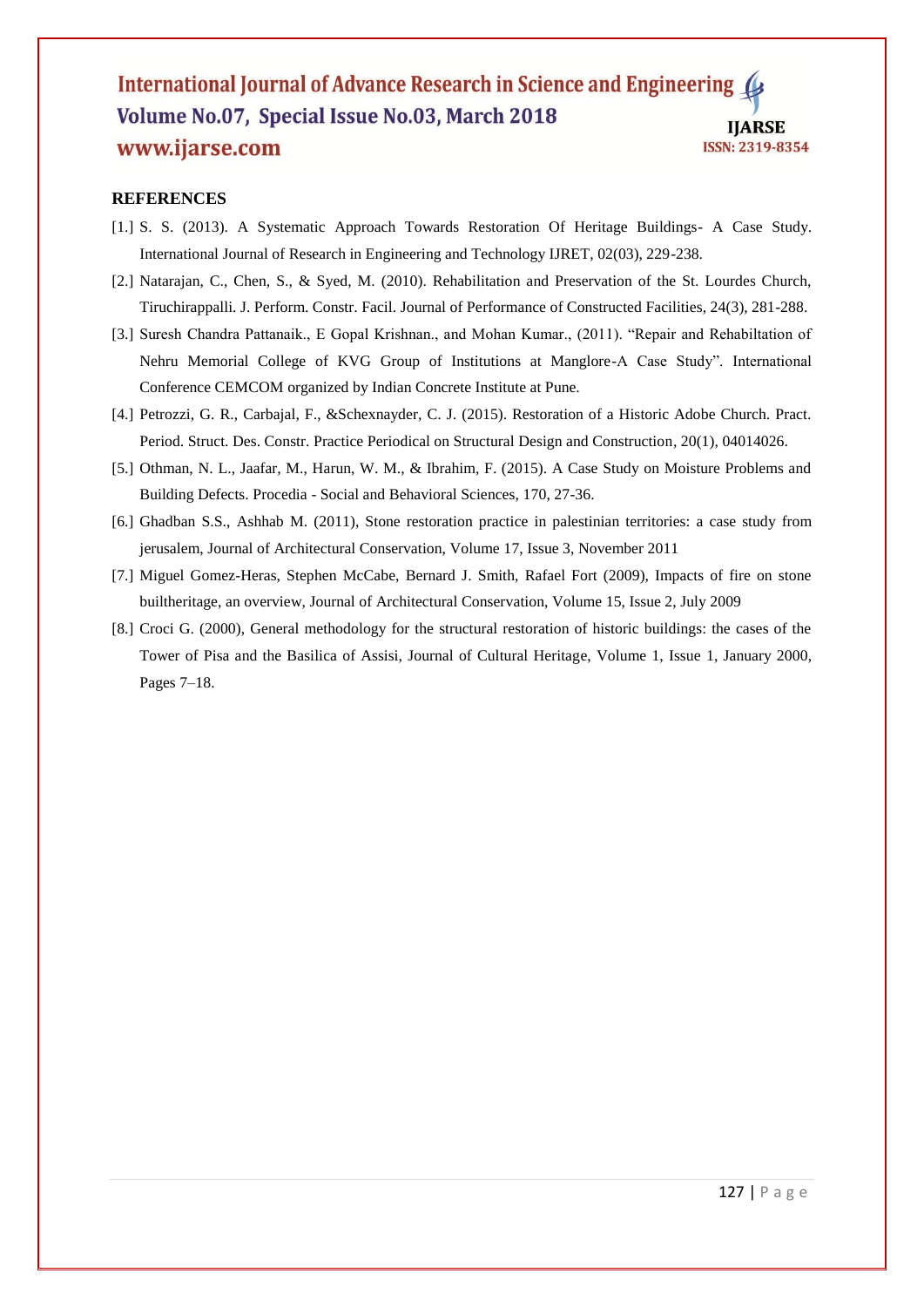## REFERENCES

[1.] S. S. (2013). A Systematic Approach Towards Restoration Of Heritage Buildings- A Case Study. International Journal of Research in Engineering and Technology IJRET, 02(03), 229-238.

[2.] Natarajan, C., Chen, S., & Syed, M. (2010). Rehabilitation and Preservation of the St. Lourdes Church, Tiruchirappalli. J. Perform. Constr. Facil. Journal of Performance of Constructed Facilities, 24(3), 281-288.

[3.] Suresh Chandra Pattanaik., E Gopal Krishnan., and Mohan Kumar., (2011). "Repair and Rehabiltation of Nehru Memorial College of KVG Group of Institutions at Manglore-A Case Study". International Conference CEMCOM organized by Indian Concrete Institute at Pune.

[4.] Petrozzi, G. R., Carbajal, F., &Schexnayder, C. J. (2015). Restoration of a Historic Adobe Church. Pract. Period. Struct. Des. Constr. Practice Periodical on Structural Design and Construction, 20(1), 04014026.

[5.] Othman, N. L., Jaafar, M., Harun, W. M., & Ibrahim, F. (2015). A Case Study on Moisture Problems and Building Defects. Procedia - Social and Behavioral Sciences, 170, 27-36.

[6.] Ghadban S.S., Ashhab M. (2011), Stone restoration practice in palestinian territories: a case study from jerusalem, Journal of Architectural Conservation, Volume 17, Issue 3, November 2011

[7.] Miguel Gomez-Heras, Stephen McCabe, Bernard J. Smith, Rafael Fort (2009), Impacts of fire on stone builtheritage, an overview, Journal of Architectural Conservation, Volume 15, Issue 2, July 2009

[8.] Croci G. (2000), General methodology for the structural restoration of historic buildings: the cases of the Tower of Pisa and the Basilica of Assisi, Journal of Cultural Heritage, Volume 1, Issue 1, January 2000, Pages 7–18.